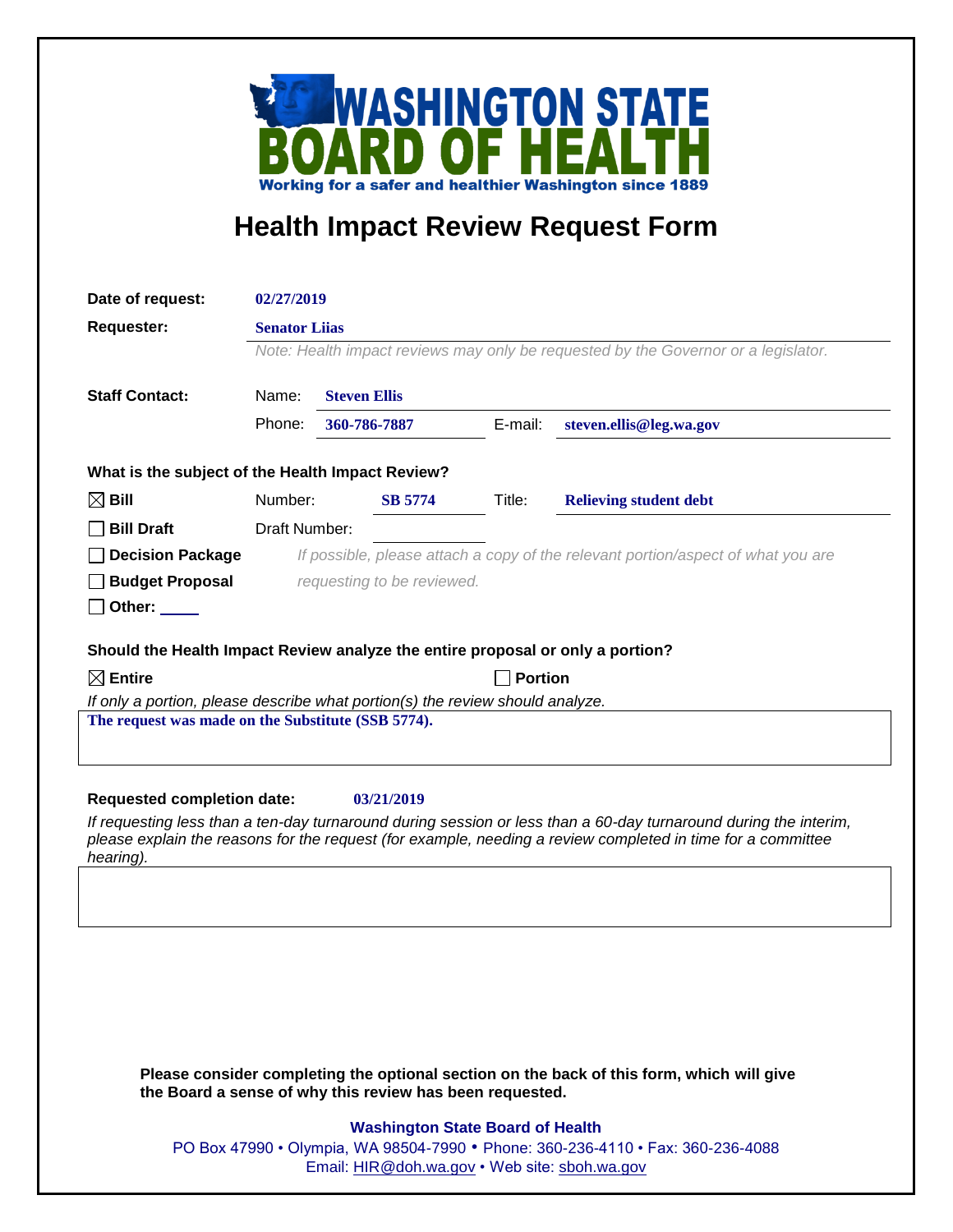**WASHINGTON STATE BOARD OF HEALTH**

**Working for a safer and healthier Washington since 1889**

# Health Impact Review Request Form

**Date of request:** 02/27/2019

**Requester:** Senator Liias

*Note: Health impact reviews may only be requested by the Governor or a legislator.*

**Staff Contact:**

Name: Steven Ellis

Phone: 360-786-7887 E-mail: steven.ellis@leg.wa.gov

**What is the subject of the Health Impact Review?**

☒ **Bill** Number: SB 5774 Title: Relieving student debt

☐ **Bill Draft** Draft Number:

☐ **Decision Package**

☐ **Budget Proposal**

☐ **Other:**

*If possible, please attach a copy of the relevant portion/aspect of what you are requesting to be reviewed.*

**Should the Health Impact Review analyze the entire proposal or only a portion?**

☒ **Entire** ☐ **Portion**

*If only a portion, please describe what portion(s) the review should analyze.*

The request was made on the Substitute (SSB 5774).

**Requested completion date:** 03/21/2019

*If requesting less than a ten-day turnaround during session or less than a 60-day turnaround during the interim, please explain the reasons for the request (for example, needing a review completed in time for a committee hearing).*

**Please consider completing the optional section on the back of this form, which will give the Board a sense of why this review has been requested.**

**Washington State Board of Health**

PO Box 47990 • Olympia, WA 98504-7990 • Phone: 360-236-4110 • Fax: 360-236-4088

Email: HIR@doh.wa.gov • Web site: sboh.wa.gov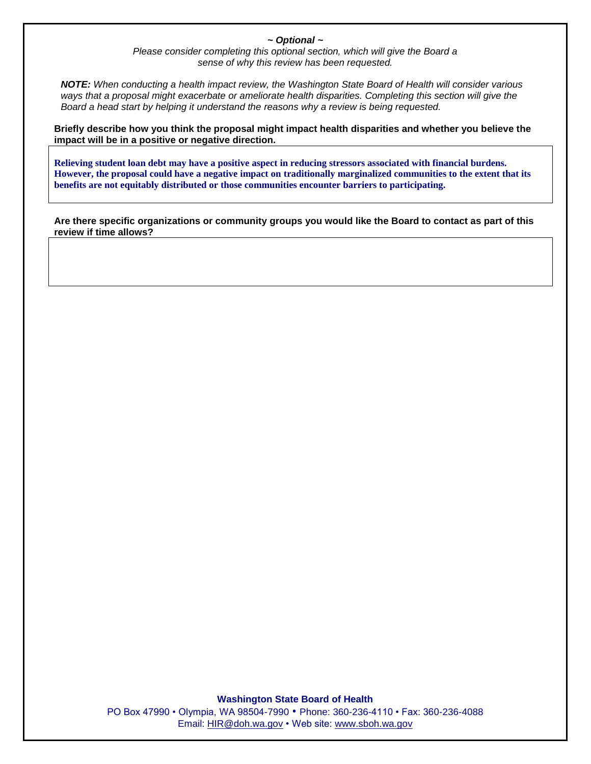***~ Optional ~***

*Please consider completing this optional section, which will give the Board a sense of why this review has been requested.*

***NOTE:*** *When conducting a health impact review, the Washington State Board of Health will consider various ways that a proposal might exacerbate or ameliorate health disparities. Completing this section will give the Board a head start by helping it understand the reasons why a review is being requested.*

**Briefly describe how you think the proposal might impact health disparities and whether you believe the impact will be in a positive or negative direction.**

**Relieving student loan debt may have a positive aspect in reducing stressors associated with financial burdens. However, the proposal could have a negative impact on traditionally marginalized communities to the extent that its benefits are not equitably distributed or those communities encounter barriers to participating.**

**Are there specific organizations or community groups you would like the Board to contact as part of this review if time allows?**

**Washington State Board of Health**

PO Box 47990 • Olympia, WA 98504-7990 • Phone: 360-236-4110 • Fax: 360-236-4088
Email: HIR@doh.wa.gov • Web site: www.sboh.wa.gov